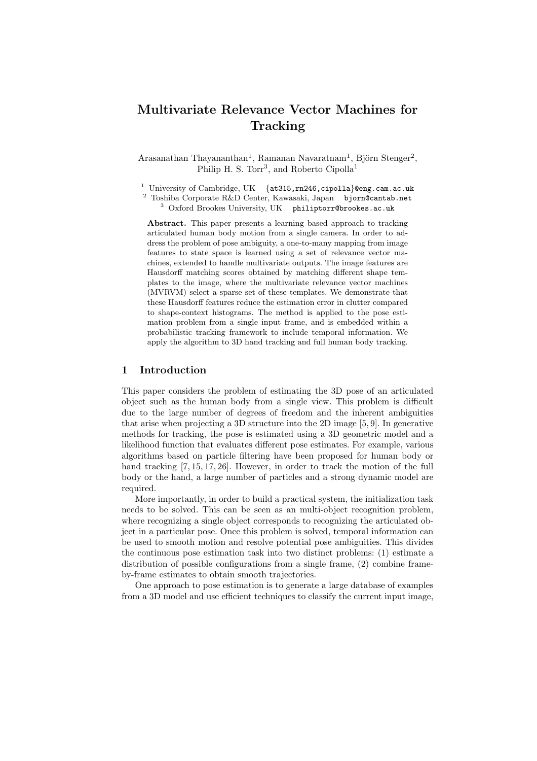# Multivariate Relevance Vector Machines for Tracking

Arasanathan Thayananthan[1], Ramanan Navaratnam[1], Björn Stenger[2], Philip H. S. Torr[3], and Roberto Cipolla[1]

[1] University of Cambridge, UK {at315,rn246,cipolla}@eng.cam.ac.uk
[2] Toshiba Corporate R&D Center, Kawasaki, Japan bjorn@cantab.net
[3] Oxford Brookes University, UK philiptorr@brookes.ac.uk

**Abstract.** This paper presents a learning based approach to tracking articulated human body motion from a single camera. In order to address the problem of pose ambiguity, a one-to-many mapping from image features to state space is learned using a set of relevance vector machines, extended to handle multivariate outputs. The image features are Hausdorff matching scores obtained by matching different shape templates to the image, where the multivariate relevance vector machines (MVRVM) select a sparse set of these templates. We demonstrate that these Hausdorff features reduce the estimation error in clutter compared to shape-context histograms. The method is applied to the pose estimation problem from a single input frame, and is embedded within a probabilistic tracking framework to include temporal information. We apply the algorithm to 3D hand tracking and full human body tracking.

## 1 Introduction

This paper considers the problem of estimating the 3D pose of an articulated object such as the human body from a single view. This problem is difficult due to the large number of degrees of freedom and the inherent ambiguities that arise when projecting a 3D structure into the 2D image [5, 9]. In generative methods for tracking, the pose is estimated using a 3D geometric model and a likelihood function that evaluates different pose estimates. For example, various algorithms based on particle filtering have been proposed for human body or hand tracking [7, 15, 17, 26]. However, in order to track the motion of the full body or the hand, a large number of particles and a strong dynamic model are required.

More importantly, in order to build a practical system, the initialization task needs to be solved. This can be seen as an multi-object recognition problem, where recognizing a single object corresponds to recognizing the articulated object in a particular pose. Once this problem is solved, temporal information can be used to smooth motion and resolve potential pose ambiguities. This divides the continuous pose estimation task into two distinct problems: (1) estimate a distribution of possible configurations from a single frame, (2) combine frame-by-frame estimates to obtain smooth trajectories.

One approach to pose estimation is to generate a large database of examples from a 3D model and use efficient techniques to classify the current input image,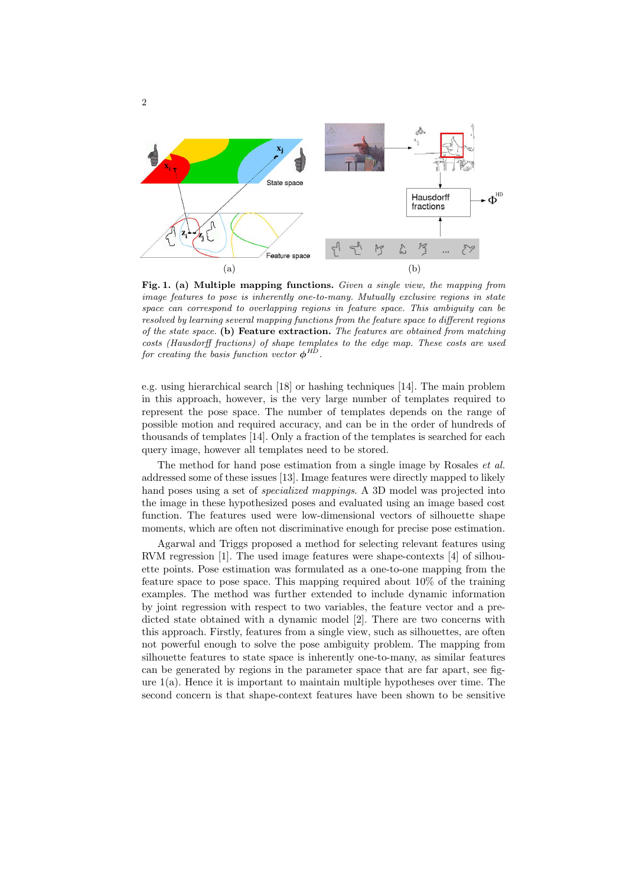**Fig. 1. (a) Multiple mapping functions.** *Given a single view, the mapping from image features to pose is inherently one-to-many. Mutually exclusive regions in state space can correspond to overlapping regions in feature space. This ambiguity can be resolved by learning several mapping functions from the feature space to different regions of the state space.* **(b) Feature extraction.** *The features are obtained from matching costs (Hausdorff fractions) of shape templates to the edge map. These costs are used for creating the basis function vector* $\phi^{HD}$.

e.g. using hierarchical search [18] or hashing techniques [14]. The main problem in this approach, however, is the very large number of templates required to represent the pose space. The number of templates depends on the range of possible motion and required accuracy, and can be in the order of hundreds of thousands of templates [14]. Only a fraction of the templates is searched for each query image, however all templates need to be stored.

The method for hand pose estimation from a single image by Rosales *et al.* addressed some of these issues [13]. Image features were directly mapped to likely hand poses using a set of *specialized mappings*. A 3D model was projected into the image in these hypothesized poses and evaluated using an image based cost function. The features used were low-dimensional vectors of silhouette shape moments, which are often not discriminative enough for precise pose estimation.

Agarwal and Triggs proposed a method for selecting relevant features using RVM regression [1]. The used image features were shape-contexts [4] of silhouette points. Pose estimation was formulated as a one-to-one mapping from the feature space to pose space. This mapping required about 10% of the training examples. The method was further extended to include dynamic information by joint regression with respect to two variables, the feature vector and a predicted state obtained with a dynamic model [2]. There are two concerns with this approach. Firstly, features from a single view, such as silhouettes, are often not powerful enough to solve the pose ambiguity problem. The mapping from silhouette features to state space is inherently one-to-many, as similar features can be generated by regions in the parameter space that are far apart, see figure 1(a). Hence it is important to maintain multiple hypotheses over time. The second concern is that shape-context features have been shown to be sensitive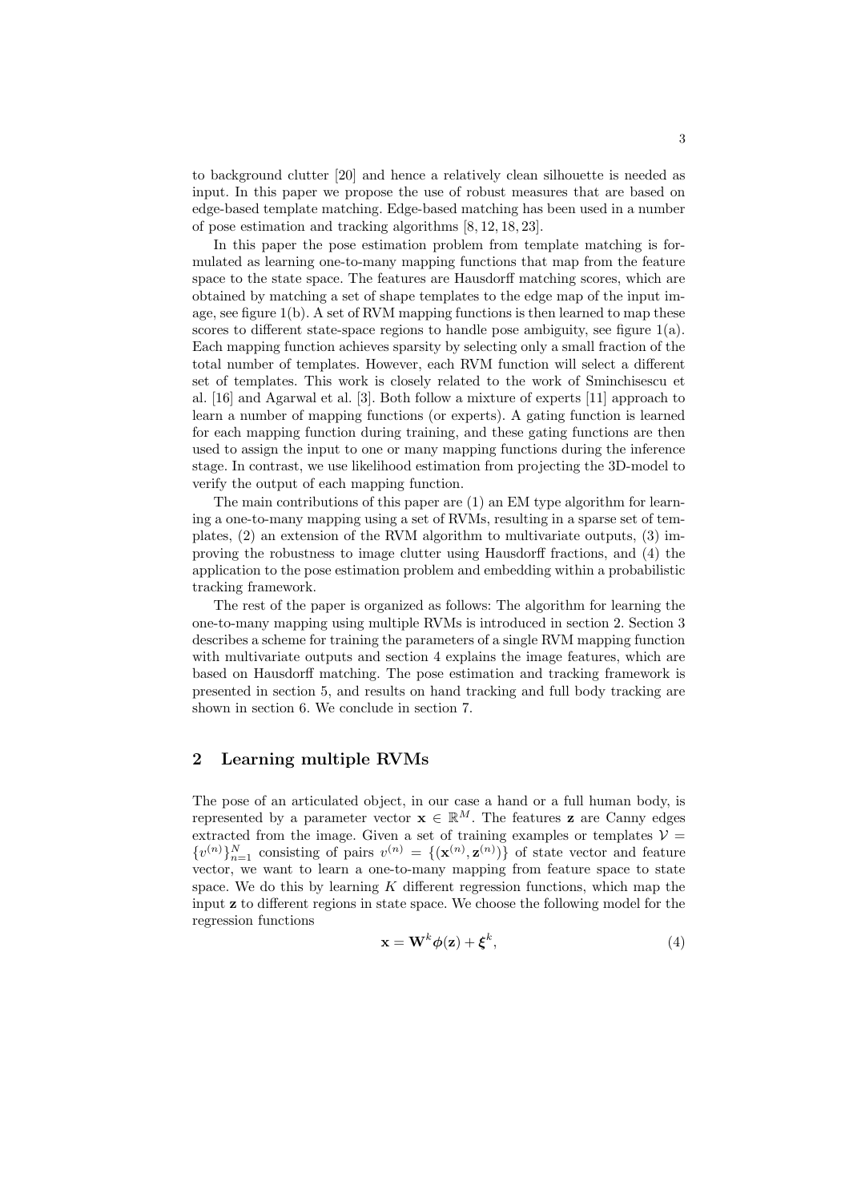to background clutter [20] and hence a relatively clean silhouette is needed as input. In this paper we propose the use of robust measures that are based on edge-based template matching. Edge-based matching has been used in a number of pose estimation and tracking algorithms [8, 12, 18, 23].

In this paper the pose estimation problem from template matching is formulated as learning one-to-many mapping functions that map from the feature space to the state space. The features are Hausdorff matching scores, which are obtained by matching a set of shape templates to the edge map of the input image, see figure 1(b). A set of RVM mapping functions is then learned to map these scores to different state-space regions to handle pose ambiguity, see figure 1(a). Each mapping function achieves sparsity by selecting only a small fraction of the total number of templates. However, each RVM function will select a different set of templates. This work is closely related to the work of Sminchisescu et al. [16] and Agarwal et al. [3]. Both follow a mixture of experts [11] approach to learn a number of mapping functions (or experts). A gating function is learned for each mapping function during training, and these gating functions are then used to assign the input to one or many mapping functions during the inference stage. In contrast, we use likelihood estimation from projecting the 3D-model to verify the output of each mapping function.

The main contributions of this paper are (1) an EM type algorithm for learning a one-to-many mapping using a set of RVMs, resulting in a sparse set of templates, (2) an extension of the RVM algorithm to multivariate outputs, (3) improving the robustness to image clutter using Hausdorff fractions, and (4) the application to the pose estimation problem and embedding within a probabilistic tracking framework.

The rest of the paper is organized as follows: The algorithm for learning the one-to-many mapping using multiple RVMs is introduced in section 2. Section 3 describes a scheme for training the parameters of a single RVM mapping function with multivariate outputs and section 4 explains the image features, which are based on Hausdorff matching. The pose estimation and tracking framework is presented in section 5, and results on hand tracking and full body tracking are shown in section 6. We conclude in section 7.

## 2 Learning multiple RVMs

The pose of an articulated object, in our case a hand or a full human body, is represented by a parameter vector $\mathbf{x} \in \mathbb{R}^M$. The features $\mathbf{z}$ are Canny edges extracted from the image. Given a set of training examples or templates $\mathcal{V} = \{v^{(n)}\}_{n=1}^{N}$ consisting of pairs $v^{(n)} = \{(\mathbf{x}^{(n)}, \mathbf{z}^{(n)})\}$ of state vector and feature vector, we want to learn a one-to-many mapping from feature space to state space. We do this by learning $K$ different regression functions, which map the input $\mathbf{z}$ to different regions in state space. We choose the following model for the regression functions

$$\mathbf{x} = \mathbf{W}^k \boldsymbol{\phi}(\mathbf{z}) + \boldsymbol{\xi}^k, \tag{4}$$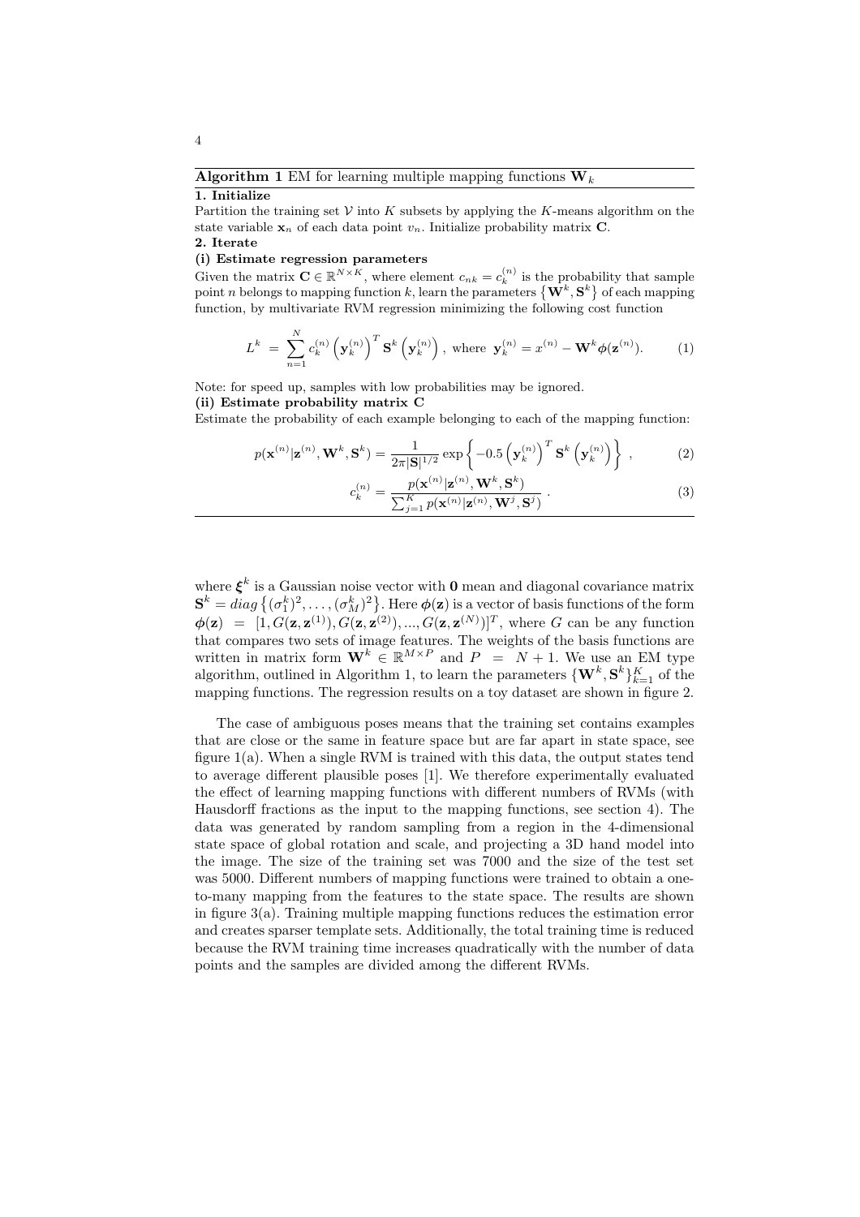**Algorithm 1** EM for learning multiple mapping functions $\mathbf{W}_k$

**1. Initialize**

Partition the training set $\mathcal{V}$ into $K$ subsets by applying the $K$-means algorithm on the state variable $\mathbf{x}_n$ of each data point $v_n$. Initialize probability matrix $\mathbf{C}$.

**2. Iterate**

**(i) Estimate regression parameters**

Given the matrix $\mathbf{C} \in \mathbb{R}^{N \times K}$, where element $c_{nk} = c_k^{(n)}$ is the probability that sample point $n$ belongs to mapping function $k$, learn the parameters $\left\{\mathbf{W}^k, \mathbf{S}^k\right\}$ of each mapping function, by multivariate RVM regression minimizing the following cost function

$$L^k = \sum_{n=1}^{N} c_k^{(n)} \left(\mathbf{y}_k^{(n)}\right)^T \mathbf{S}^k \left(\mathbf{y}_k^{(n)}\right), \text{ where } \mathbf{y}_k^{(n)} = x^{(n)} - \mathbf{W}^k \boldsymbol{\phi}(\mathbf{z}^{(n)}). \tag{1}$$

Note: for speed up, samples with low probabilities may be ignored.

**(ii) Estimate probability matrix C**

Estimate the probability of each example belonging to each of the mapping function:

$$p(\mathbf{x}^{(n)}|\mathbf{z}^{(n)}, \mathbf{W}^k, \mathbf{S}^k) = \frac{1}{2\pi|\mathbf{S}|^{1/2}} \exp\left\{-0.5\left(\mathbf{y}_k^{(n)}\right)^T \mathbf{S}^k \left(\mathbf{y}_k^{(n)}\right)\right\}, \tag{2}$$

$$c_k^{(n)} = \frac{p(\mathbf{x}^{(n)}|\mathbf{z}^{(n)}, \mathbf{W}^k, \mathbf{S}^k)}{\sum_{j=1}^{K} p(\mathbf{x}^{(n)}|\mathbf{z}^{(n)}, \mathbf{W}^j, \mathbf{S}^j)}. \tag{3}$$

---

where $\boldsymbol{\xi}^k$ is a Gaussian noise vector with $\mathbf{0}$ mean and diagonal covariance matrix $\mathbf{S}^k = diag\left\{(\sigma_1^k)^2, \ldots, (\sigma_M^k)^2\right\}$. Here $\boldsymbol{\phi}(\mathbf{z})$ is a vector of basis functions of the form $\boldsymbol{\phi}(\mathbf{z}) = [1, G(\mathbf{z}, \mathbf{z}^{(1)}), G(\mathbf{z}, \mathbf{z}^{(2)}), ..., G(\mathbf{z}, \mathbf{z}^{(N)})]^T$, where $G$ can be any function that compares two sets of image features. The weights of the basis functions are written in matrix form $\mathbf{W}^k \in \mathbb{R}^{M \times P}$ and $P = N + 1$. We use an EM type algorithm, outlined in Algorithm 1, to learn the parameters $\{\mathbf{W}^k, \mathbf{S}^k\}_{k=1}^K$ of the mapping functions. The regression results on a toy dataset are shown in figure 2.

The case of ambiguous poses means that the training set contains examples that are close or the same in feature space but are far apart in state space, see figure 1(a). When a single RVM is trained with this data, the output states tend to average different plausible poses [1]. We therefore experimentally evaluated the effect of learning mapping functions with different numbers of RVMs (with Hausdorff fractions as the input to the mapping functions, see section 4). The data was generated by random sampling from a region in the 4-dimensional state space of global rotation and scale, and projecting a 3D hand model into the image. The size of the training set was 7000 and the size of the test set was 5000. Different numbers of mapping functions were trained to obtain a one-to-many mapping from the features to the state space. The results are shown in figure 3(a). Training multiple mapping functions reduces the estimation error and creates sparser template sets. Additionally, the total training time is reduced because the RVM training time increases quadratically with the number of data points and the samples are divided among the different RVMs.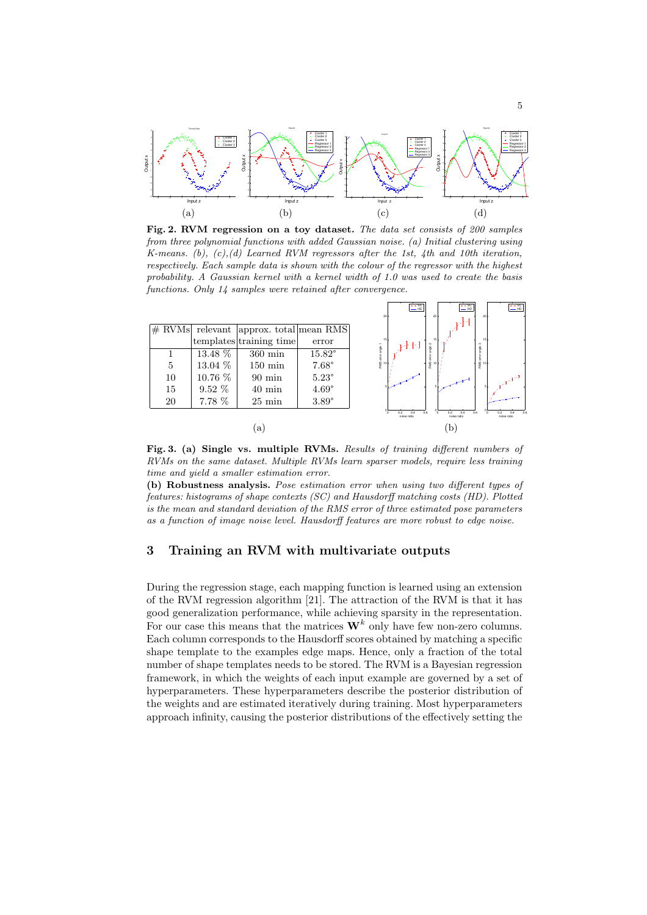**Fig. 2. RVM regression on a toy dataset.** *The data set consists of 200 samples from three polynomial functions with added Gaussian noise. (a) Initial clustering using K-means. (b), (c),(d) Learned RVM regressors after the 1st, 4th and 10th iteration, respectively. Each sample data is shown with the colour of the regressor with the highest probability. A Gaussian kernel with a kernel width of 1.0 was used to create the basis functions. Only 14 samples were retained after convergence.*

| # RVMs | relevant templates | approx. total training time | mean RMS error |
|---|---|---|---|
| 1 | 13.48 % | 360 min | 15.82° |
| 5 | 13.04 % | 150 min | 7.68° |
| 10 | 10.76 % | 90 min | 5.23° |
| 15 | 9.52 % | 40 min | 4.69° |
| 20 | 7.78 % | 25 min | 3.89° |

(a)

(b)

**Fig. 3. (a) Single vs. multiple RVMs.** *Results of training different numbers of RVMs on the same dataset. Multiple RVMs learn sparser models, require less training time and yield a smaller estimation error.*

**(b) Robustness analysis.** *Pose estimation error when using two different types of features: histograms of shape contexts (SC) and Hausdorff matching costs (HD). Plotted is the mean and standard deviation of the RMS error of three estimated pose parameters as a function of image noise level. Hausdorff features are more robust to edge noise.*

## 3 Training an RVM with multivariate outputs

During the regression stage, each mapping function is learned using an extension of the RVM regression algorithm [21]. The attraction of the RVM is that it has good generalization performance, while achieving sparsity in the representation. For our case this means that the matrices $\mathbf{W}^k$ only have few non-zero columns. Each column corresponds to the Hausdorff scores obtained by matching a specific shape template to the examples edge maps. Hence, only a fraction of the total number of shape templates needs to be stored. The RVM is a Bayesian regression framework, in which the weights of each input example are governed by a set of hyperparameters. These hyperparameters describe the posterior distribution of the weights and are estimated iteratively during training. Most hyperparameters approach infinity, causing the posterior distributions of the effectively setting the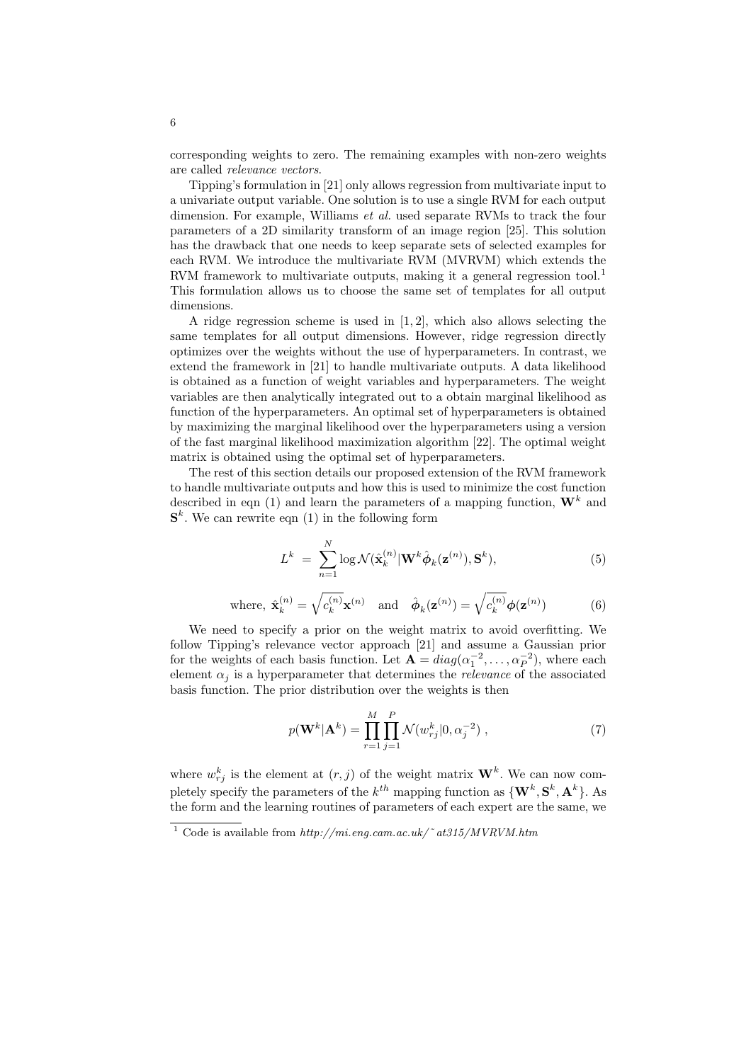corresponding weights to zero. The remaining examples with non-zero weights are called *relevance vectors*.

Tipping's formulation in [21] only allows regression from multivariate input to a univariate output variable. One solution is to use a single RVM for each output dimension. For example, Williams *et al.* used separate RVMs to track the four parameters of a 2D similarity transform of an image region [25]. This solution has the drawback that one needs to keep separate sets of selected examples for each RVM. We introduce the multivariate RVM (MVRVM) which extends the RVM framework to multivariate outputs, making it a general regression tool.[1] This formulation allows us to choose the same set of templates for all output dimensions.

A ridge regression scheme is used in [1, 2], which also allows selecting the same templates for all output dimensions. However, ridge regression directly optimizes over the weights without the use of hyperparameters. In contrast, we extend the framework in [21] to handle multivariate outputs. A data likelihood is obtained as a function of weight variables and hyperparameters. The weight variables are then analytically integrated out to a obtain marginal likelihood as function of the hyperparameters. An optimal set of hyperparameters is obtained by maximizing the marginal likelihood over the hyperparameters using a version of the fast marginal likelihood maximization algorithm [22]. The optimal weight matrix is obtained using the optimal set of hyperparameters.

The rest of this section details our proposed extension of the RVM framework to handle multivariate outputs and how this is used to minimize the cost function described in eqn (1) and learn the parameters of a mapping function, $\mathbf{W}^k$ and $\mathbf{S}^k$. We can rewrite eqn (1) in the following form

$$L^k = \sum_{n=1}^{N} \log \mathcal{N}(\hat{\mathbf{x}}_k^{(n)} | \mathbf{W}^k \hat{\boldsymbol{\phi}}_k(\mathbf{z}^{(n)}), \mathbf{S}^k), \tag{5}$$

$$\text{where, } \hat{\mathbf{x}}_k^{(n)} = \sqrt{c_k^{(n)}}\mathbf{x}^{(n)} \quad \text{and} \quad \hat{\boldsymbol{\phi}}_k(\mathbf{z}^{(n)}) = \sqrt{c_k^{(n)}}\boldsymbol{\phi}(\mathbf{z}^{(n)}) \tag{6}$$

We need to specify a prior on the weight matrix to avoid overfitting. We follow Tipping's relevance vector approach [21] and assume a Gaussian prior for the weights of each basis function. Let $\mathbf{A} = diag(\alpha_1^{-2}, \ldots, \alpha_P^{-2})$, where each element $\alpha_j$ is a hyperparameter that determines the *relevance* of the associated basis function. The prior distribution over the weights is then

$$p(\mathbf{W}^k | \mathbf{A}^k) = \prod_{r=1}^{M} \prod_{j=1}^{P} \mathcal{N}(w_{rj}^k | 0, \alpha_j^{-2}) \,, \tag{7}$$

where $w_{rj}^k$ is the element at $(r, j)$ of the weight matrix $\mathbf{W}^k$. We can now completely specify the parameters of the $k^{th}$ mapping function as $\{\mathbf{W}^k, \mathbf{S}^k, \mathbf{A}^k\}$. As the form and the learning routines of parameters of each expert are the same, we

[1] Code is available from *http://mi.eng.cam.ac.uk/˜at315/MVRVM.htm*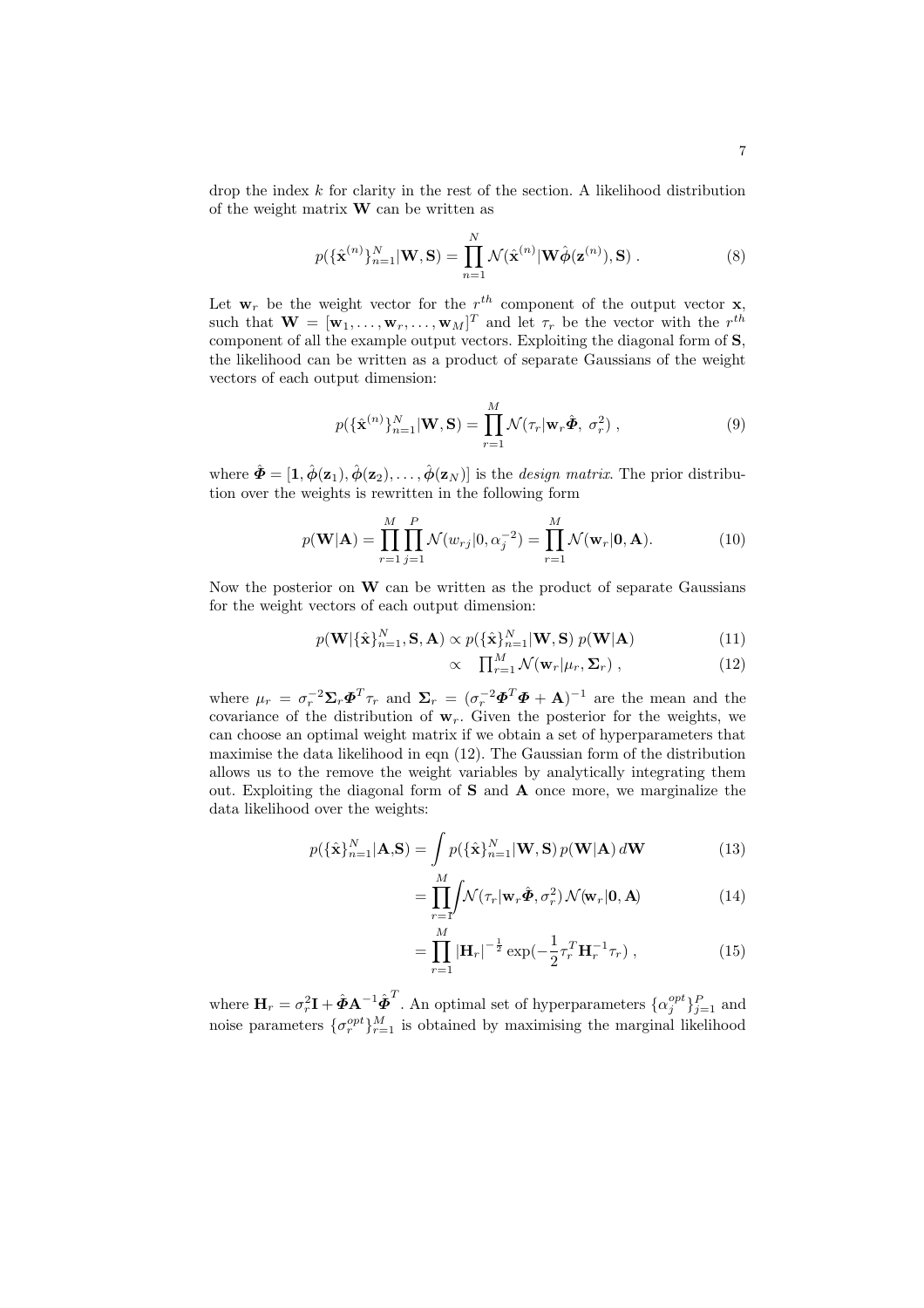drop the index $k$ for clarity in the rest of the section. A likelihood distribution of the weight matrix $\mathbf{W}$ can be written as

$$p(\{\hat{\mathbf{x}}^{(n)}\}_{n=1}^{N}|\mathbf{W}, \mathbf{S}) = \prod_{n=1}^{N} \mathcal{N}(\hat{\mathbf{x}}^{(n)}|\mathbf{W}\hat{\boldsymbol{\phi}}(\mathbf{z}^{(n)}), \mathbf{S}) \ . \tag{8}$$

Let $\mathbf{w}_r$ be the weight vector for the $r^{th}$ component of the output vector $\mathbf{x}$, such that $\mathbf{W} = [\mathbf{w}_1, \ldots, \mathbf{w}_r, \ldots, \mathbf{w}_M]^T$ and let $\tau_r$ be the vector with the $r^{th}$ component of all the example output vectors. Exploiting the diagonal form of $\mathbf{S}$, the likelihood can be written as a product of separate Gaussians of the weight vectors of each output dimension:

$$p(\{\hat{\mathbf{x}}^{(n)}\}_{n=1}^{N}|\mathbf{W}, \mathbf{S}) = \prod_{r=1}^{M} \mathcal{N}(\tau_r|\mathbf{w}_r\hat{\boldsymbol{\Phi}}, \ \sigma_r^2) \ , \tag{9}$$

where $\hat{\boldsymbol{\Phi}} = [\mathbf{1}, \hat{\boldsymbol{\phi}}(\mathbf{z}_1), \hat{\boldsymbol{\phi}}(\mathbf{z}_2), \ldots, \hat{\boldsymbol{\phi}}(\mathbf{z}_N)]$ is the *design matrix*. The prior distribution over the weights is rewritten in the following form

$$p(\mathbf{W}|\mathbf{A}) = \prod_{r=1}^{M}\prod_{j=1}^{P} \mathcal{N}(w_{rj}|0, \alpha_j^{-2}) = \prod_{r=1}^{M} \mathcal{N}(\mathbf{w}_r|\mathbf{0}, \mathbf{A}). \tag{10}$$

Now the posterior on $\mathbf{W}$ can be written as the product of separate Gaussians for the weight vectors of each output dimension:

$$p(\mathbf{W}|\{\hat{\mathbf{x}}\}_{n=1}^{N}, \mathbf{S}, \mathbf{A}) \propto p(\{\hat{\mathbf{x}}\}_{n=1}^{N}|\mathbf{W}, \mathbf{S}) \ p(\mathbf{W}|\mathbf{A}) \tag{11}$$

$$\propto \ \prod_{r=1}^{M} \mathcal{N}(\mathbf{w}_r|\mu_r, \boldsymbol{\Sigma}_r) \ , \tag{12}$$

where $\mu_r = \sigma_r^{-2}\boldsymbol{\Sigma}_r\boldsymbol{\Phi}^T\tau_r$ and $\boldsymbol{\Sigma}_r = (\sigma_r^{-2}\boldsymbol{\Phi}^T\boldsymbol{\Phi} + \mathbf{A})^{-1}$ are the mean and the covariance of the distribution of $\mathbf{w}_r$. Given the posterior for the weights, we can choose an optimal weight matrix if we obtain a set of hyperparameters that maximise the data likelihood in eqn (12). The Gaussian form of the distribution allows us to the remove the weight variables by analytically integrating them out. Exploiting the diagonal form of $\mathbf{S}$ and $\mathbf{A}$ once more, we marginalize the data likelihood over the weights:

$$p(\{\hat{\mathbf{x}}\}_{n=1}^{N}|\mathbf{A}, \mathbf{S}) = \int p(\{\hat{\mathbf{x}}\}_{n=1}^{N}|\mathbf{W}, \mathbf{S}) \, p(\mathbf{W}|\mathbf{A}) \, d\mathbf{W} \tag{13}$$

$$= \prod_{r=1}^{M}\int \mathcal{N}(\tau_r|\mathbf{w}_r\hat{\boldsymbol{\Phi}}, \sigma_r^2) \, \mathcal{N}(\mathbf{w}_r|\mathbf{0}, \mathbf{A}) \tag{14}$$

$$= \prod_{r=1}^{M} |\mathbf{H}_r|^{-\frac{1}{2}} \exp(-\frac{1}{2}\tau_r^T\mathbf{H}_r^{-1}\tau_r) \ , \tag{15}$$

where $\mathbf{H}_r = \sigma_r^2\mathbf{I} + \hat{\boldsymbol{\Phi}}\mathbf{A}^{-1}\hat{\boldsymbol{\Phi}}^T$. An optimal set of hyperparameters $\{\alpha_j^{opt}\}_{j=1}^{P}$ and noise parameters $\{\sigma_r^{opt}\}_{r=1}^{M}$ is obtained by maximising the marginal likelihood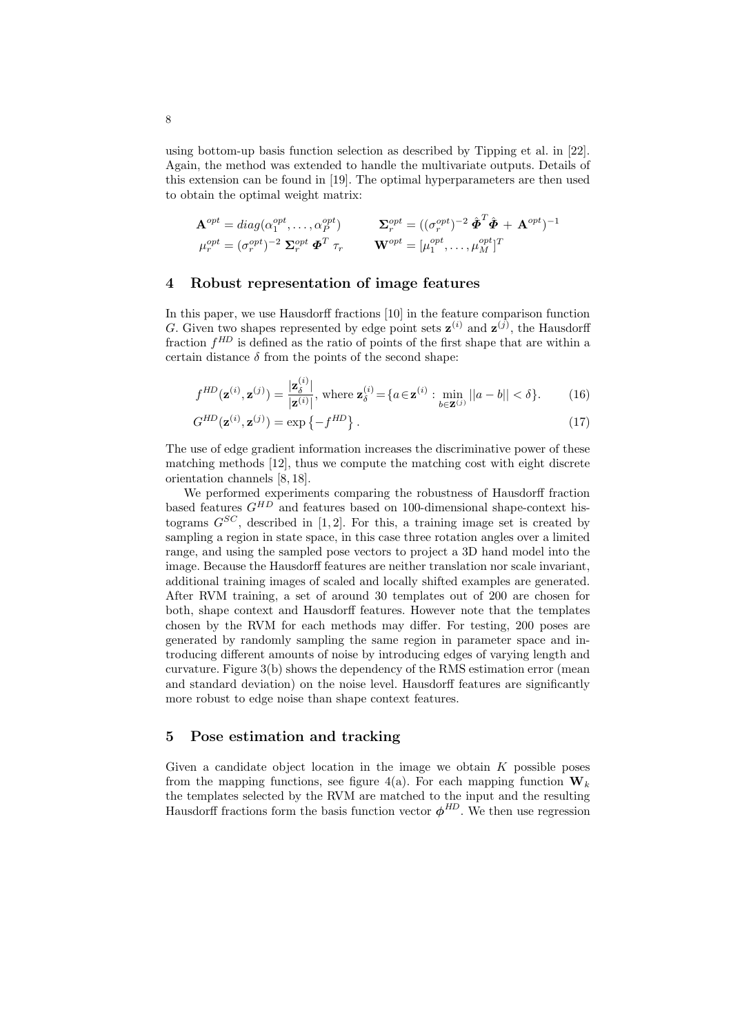using bottom-up basis function selection as described by Tipping et al. in [22]. Again, the method was extended to handle the multivariate outputs. Details of this extension can be found in [19]. The optimal hyperparameters are then used to obtain the optimal weight matrix:

$$\mathbf{A}^{opt} = diag(\alpha_1^{opt}, \ldots, \alpha_P^{opt}) \qquad \mathbf{\Sigma}_r^{opt} = ((\sigma_r^{opt})^{-2}\, \hat{\boldsymbol{\Phi}}^T \hat{\boldsymbol{\Phi}} + \mathbf{A}^{opt})^{-1}$$

$$\mu_r^{opt} = (\sigma_r^{opt})^{-2}\, \mathbf{\Sigma}_r^{opt}\, \boldsymbol{\Phi}^T\, \tau_r \qquad \mathbf{W}^{opt} = [\mu_1^{opt}, \ldots, \mu_M^{opt}]^T$$

## 4 Robust representation of image features

In this paper, we use Hausdorff fractions [10] in the feature comparison function $G$. Given two shapes represented by edge point sets $\mathbf{z}^{(i)}$ and $\mathbf{z}^{(j)}$, the Hausdorff fraction $f^{HD}$ is defined as the ratio of points of the first shape that are within a certain distance $\delta$ from the points of the second shape:

$$f^{HD}(\mathbf{z}^{(i)}, \mathbf{z}^{(j)}) = \frac{|\mathbf{z}_\delta^{(i)}|}{|\mathbf{z}^{(i)}|}, \text{ where } \mathbf{z}_\delta^{(i)} = \{a \in \mathbf{z}^{(i)} : \min_{b \in \mathbf{z}^{(j)}} ||a - b|| < \delta\}. \tag{16}$$

$$G^{HD}(\mathbf{z}^{(i)}, \mathbf{z}^{(j)}) = \exp\left\{-f^{HD}\right\}. \tag{17}$$

The use of edge gradient information increases the discriminative power of these matching methods [12], thus we compute the matching cost with eight discrete orientation channels [8, 18].

We performed experiments comparing the robustness of Hausdorff fraction based features $G^{HD}$ and features based on 100-dimensional shape-context histograms $G^{SC}$, described in [1, 2]. For this, a training image set is created by sampling a region in state space, in this case three rotation angles over a limited range, and using the sampled pose vectors to project a 3D hand model into the image. Because the Hausdorff features are neither translation nor scale invariant, additional training images of scaled and locally shifted examples are generated. After RVM training, a set of around 30 templates out of 200 are chosen for both, shape context and Hausdorff features. However note that the templates chosen by the RVM for each methods may differ. For testing, 200 poses are generated by randomly sampling the same region in parameter space and introducing different amounts of noise by introducing edges of varying length and curvature. Figure 3(b) shows the dependency of the RMS estimation error (mean and standard deviation) on the noise level. Hausdorff features are significantly more robust to edge noise than shape context features.

## 5 Pose estimation and tracking

Given a candidate object location in the image we obtain $K$ possible poses from the mapping functions, see figure 4(a). For each mapping function $\mathbf{W}_k$ the templates selected by the RVM are matched to the input and the resulting Hausdorff fractions form the basis function vector $\boldsymbol{\phi}^{HD}$. We then use regression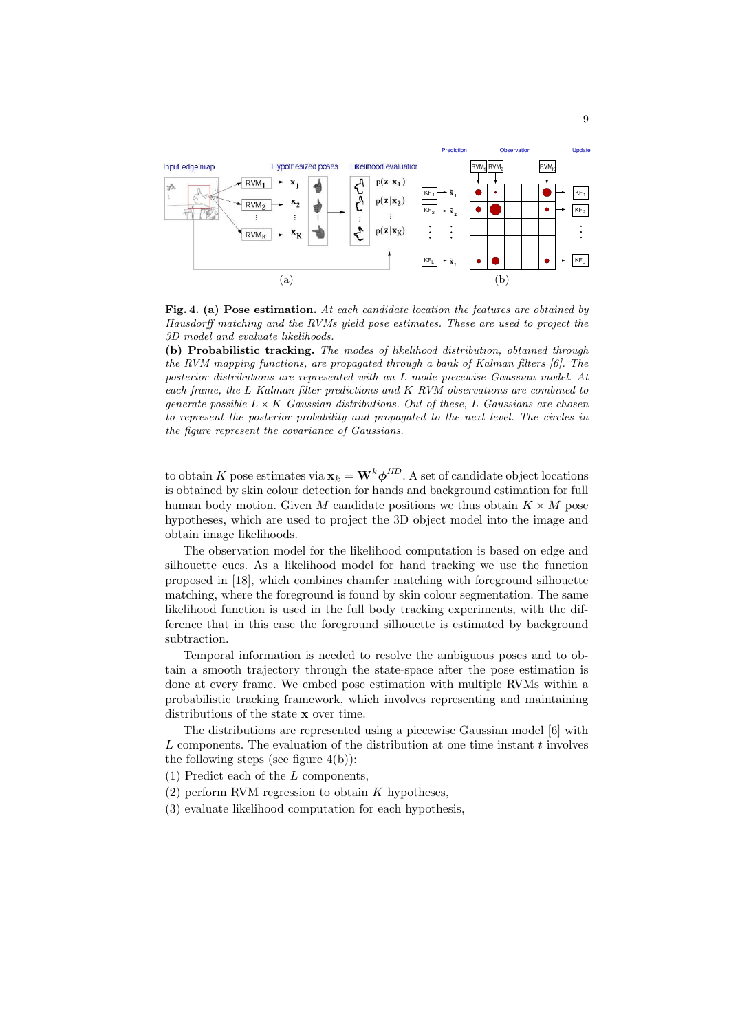**Fig. 4. (a) Pose estimation.** *At each candidate location the features are obtained by Hausdorff matching and the RVMs yield pose estimates. These are used to project the 3D model and evaluate likelihoods.*
**(b) Probabilistic tracking.** *The modes of likelihood distribution, obtained through the RVM mapping functions, are propagated through a bank of Kalman filters [6]. The posterior distributions are represented with an L-mode piecewise Gaussian model. At each frame, the L Kalman filter predictions and K RVM observations are combined to generate possible $L \times K$ Gaussian distributions. Out of these, L Gaussians are chosen to represent the posterior probability and propagated to the next level. The circles in the figure represent the covariance of Gaussians.*

to obtain $K$ pose estimates via $\mathbf{x}_k = \mathbf{W}^k \boldsymbol{\phi}^{HD}$. A set of candidate object locations is obtained by skin colour detection for hands and background estimation for full human body motion. Given $M$ candidate positions we thus obtain $K \times M$ pose hypotheses, which are used to project the 3D object model into the image and obtain image likelihoods.

The observation model for the likelihood computation is based on edge and silhouette cues. As a likelihood model for hand tracking we use the function proposed in [18], which combines chamfer matching with foreground silhouette matching, where the foreground is found by skin colour segmentation. The same likelihood function is used in the full body tracking experiments, with the difference that in this case the foreground silhouette is estimated by background subtraction.

Temporal information is needed to resolve the ambiguous poses and to obtain a smooth trajectory through the state-space after the pose estimation is done at every frame. We embed pose estimation with multiple RVMs within a probabilistic tracking framework, which involves representing and maintaining distributions of the state $\mathbf{x}$ over time.

The distributions are represented using a piecewise Gaussian model [6] with $L$ components. The evaluation of the distribution at one time instant $t$ involves the following steps (see figure 4(b)):

(1) Predict each of the $L$ components,
(2) perform RVM regression to obtain $K$ hypotheses,
(3) evaluate likelihood computation for each hypothesis,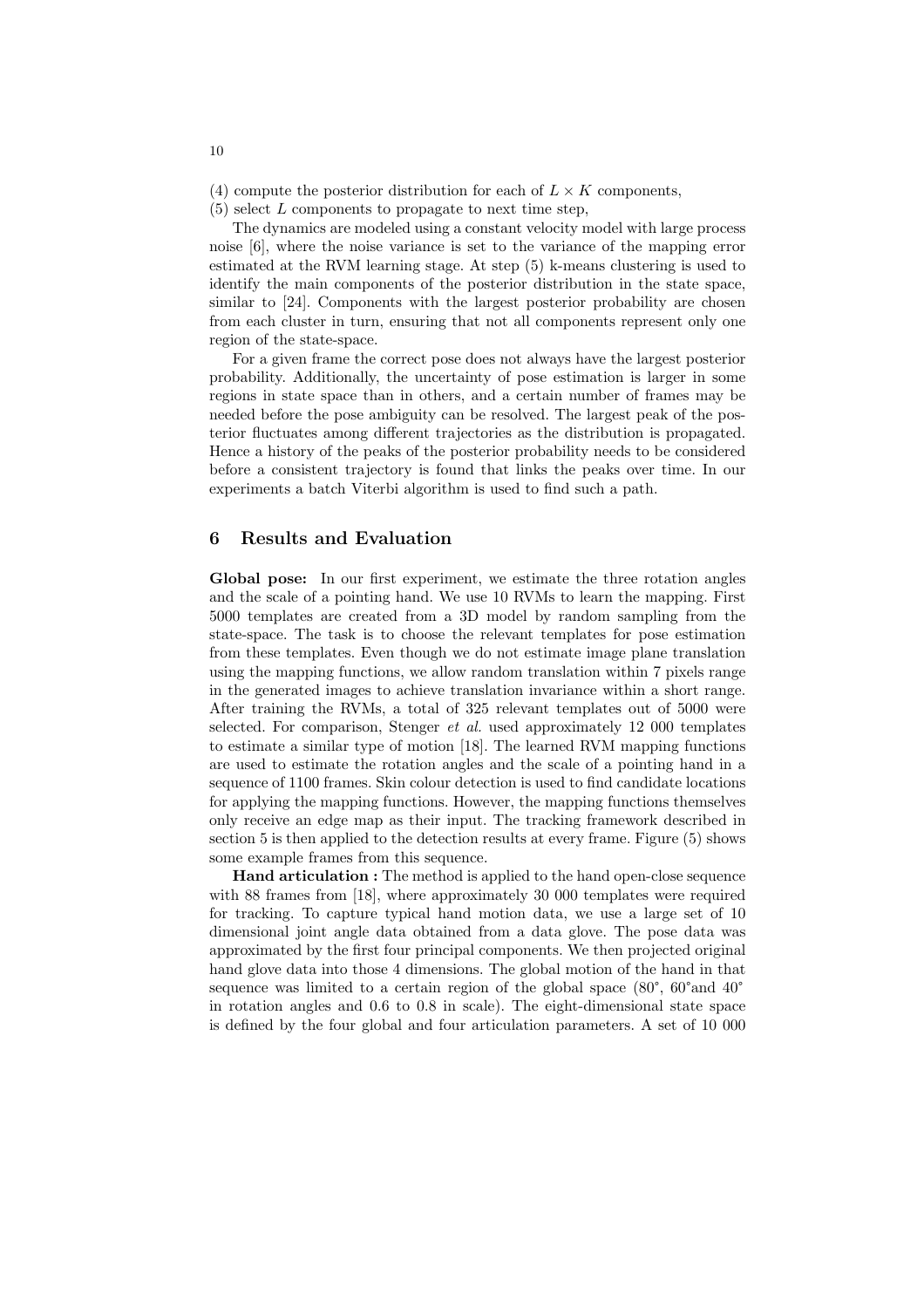(4) compute the posterior distribution for each of $L \times K$ components,
(5) select $L$ components to propagate to next time step,

The dynamics are modeled using a constant velocity model with large process noise [6], where the noise variance is set to the variance of the mapping error estimated at the RVM learning stage. At step (5) k-means clustering is used to identify the main components of the posterior distribution in the state space, similar to [24]. Components with the largest posterior probability are chosen from each cluster in turn, ensuring that not all components represent only one region of the state-space.

For a given frame the correct pose does not always have the largest posterior probability. Additionally, the uncertainty of pose estimation is larger in some regions in state space than in others, and a certain number of frames may be needed before the pose ambiguity can be resolved. The largest peak of the posterior fluctuates among different trajectories as the distribution is propagated. Hence a history of the peaks of the posterior probability needs to be considered before a consistent trajectory is found that links the peaks over time. In our experiments a batch Viterbi algorithm is used to find such a path.

## 6 Results and Evaluation

**Global pose:** In our first experiment, we estimate the three rotation angles and the scale of a pointing hand. We use 10 RVMs to learn the mapping. First 5000 templates are created from a 3D model by random sampling from the state-space. The task is to choose the relevant templates for pose estimation from these templates. Even though we do not estimate image plane translation using the mapping functions, we allow random translation within 7 pixels range in the generated images to achieve translation invariance within a short range. After training the RVMs, a total of 325 relevant templates out of 5000 were selected. For comparison, Stenger *et al.* used approximately 12 000 templates to estimate a similar type of motion [18]. The learned RVM mapping functions are used to estimate the rotation angles and the scale of a pointing hand in a sequence of 1100 frames. Skin colour detection is used to find candidate locations for applying the mapping functions. However, the mapping functions themselves only receive an edge map as their input. The tracking framework described in section 5 is then applied to the detection results at every frame. Figure (5) shows some example frames from this sequence.

**Hand articulation :** The method is applied to the hand open-close sequence with 88 frames from [18], where approximately 30 000 templates were required for tracking. To capture typical hand motion data, we use a large set of 10 dimensional joint angle data obtained from a data glove. The pose data was approximated by the first four principal components. We then projected original hand glove data into those 4 dimensions. The global motion of the hand in that sequence was limited to a certain region of the global space (80°, 60°and 40° in rotation angles and 0.6 to 0.8 in scale). The eight-dimensional state space is defined by the four global and four articulation parameters. A set of 10 000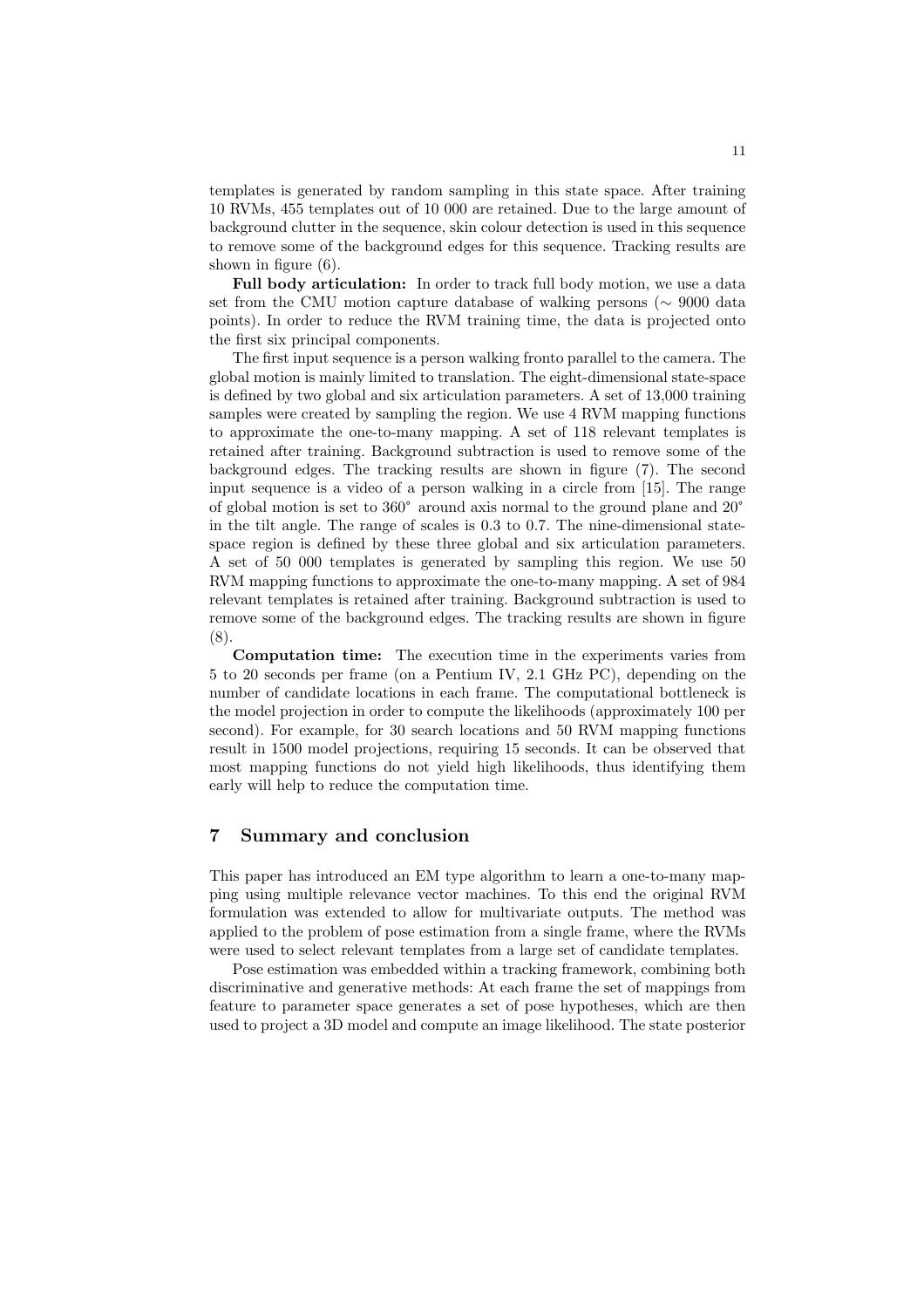templates is generated by random sampling in this state space. After training 10 RVMs, 455 templates out of 10 000 are retained. Due to the large amount of background clutter in the sequence, skin colour detection is used in this sequence to remove some of the background edges for this sequence. Tracking results are shown in figure (6).

**Full body articulation:** In order to track full body motion, we use a data set from the CMU motion capture database of walking persons ($\sim$ 9000 data points). In order to reduce the RVM training time, the data is projected onto the first six principal components.

The first input sequence is a person walking fronto parallel to the camera. The global motion is mainly limited to translation. The eight-dimensional state-space is defined by two global and six articulation parameters. A set of 13,000 training samples were created by sampling the region. We use 4 RVM mapping functions to approximate the one-to-many mapping. A set of 118 relevant templates is retained after training. Background subtraction is used to remove some of the background edges. The tracking results are shown in figure (7). The second input sequence is a video of a person walking in a circle from [15]. The range of global motion is set to $360^\circ$ around axis normal to the ground plane and $20^\circ$ in the tilt angle. The range of scales is 0.3 to 0.7. The nine-dimensional state-space region is defined by these three global and six articulation parameters. A set of 50 000 templates is generated by sampling this region. We use 50 RVM mapping functions to approximate the one-to-many mapping. A set of 984 relevant templates is retained after training. Background subtraction is used to remove some of the background edges. The tracking results are shown in figure (8).

**Computation time:** The execution time in the experiments varies from 5 to 20 seconds per frame (on a Pentium IV, 2.1 GHz PC), depending on the number of candidate locations in each frame. The computational bottleneck is the model projection in order to compute the likelihoods (approximately 100 per second). For example, for 30 search locations and 50 RVM mapping functions result in 1500 model projections, requiring 15 seconds. It can be observed that most mapping functions do not yield high likelihoods, thus identifying them early will help to reduce the computation time.

## 7 Summary and conclusion

This paper has introduced an EM type algorithm to learn a one-to-many mapping using multiple relevance vector machines. To this end the original RVM formulation was extended to allow for multivariate outputs. The method was applied to the problem of pose estimation from a single frame, where the RVMs were used to select relevant templates from a large set of candidate templates.

Pose estimation was embedded within a tracking framework, combining both discriminative and generative methods: At each frame the set of mappings from feature to parameter space generates a set of pose hypotheses, which are then used to project a 3D model and compute an image likelihood. The state posterior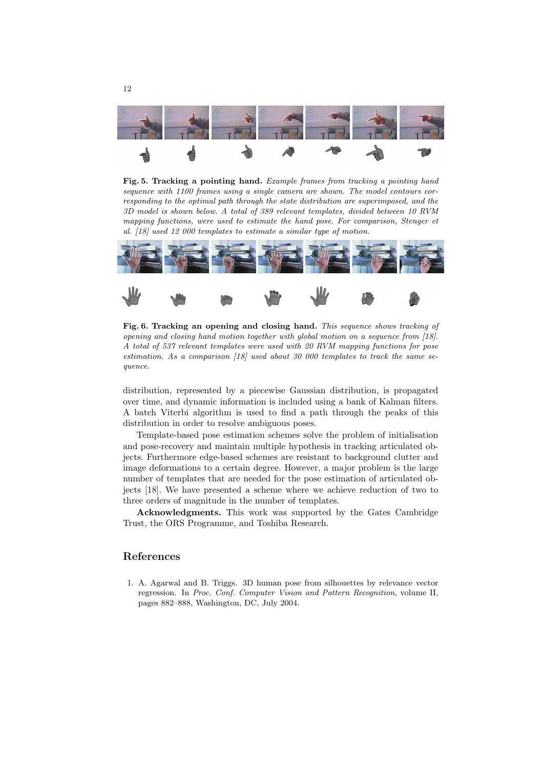**Fig. 5. Tracking a pointing hand.** *Example frames from tracking a pointing hand sequence with 1100 frames using a single camera are shown. The model contours corresponding to the optimal path through the state distribution are superimposed, and the 3D model is shown below. A total of 389 relevant templates, divided between 10 RVM mapping functions, were used to estimate the hand pose. For comparison, Stenger et al. [18] used 12 000 templates to estimate a similar type of motion.*

**Fig. 6. Tracking an opening and closing hand.** *This sequence shows tracking of opening and closing hand motion together with global motion on a sequence from [18]. A total of 537 relevant templates were used with 20 RVM mapping functions for pose estimation. As a comparison [18] used about 30 000 templates to track the same sequence.*

distribution, represented by a piecewise Gaussian distribution, is propagated over time, and dynamic information is included using a bank of Kalman filters. A batch Viterbi algorithm is used to find a path through the peaks of this distribution in order to resolve ambiguous poses.

Template-based pose estimation schemes solve the problem of initialisation and pose-recovery and maintain multiple hypothesis in tracking articulated objects. Furthermore edge-based schemes are resistant to background clutter and image deformations to a certain degree. However, a major problem is the large number of templates that are needed for the pose estimation of articulated objects [18]. We have presented a scheme where we achieve reduction of two to three orders of magnitude in the number of templates.

**Acknowledgments.** This work was supported by the Gates Cambridge Trust, the ORS Programme, and Toshiba Research.

## References

1. A. Agarwal and B. Triggs. 3D human pose from silhouettes by relevance vector regression. In *Proc. Conf. Computer Vision and Pattern Recognition*, volume II, pages 882–888, Washington, DC, July 2004.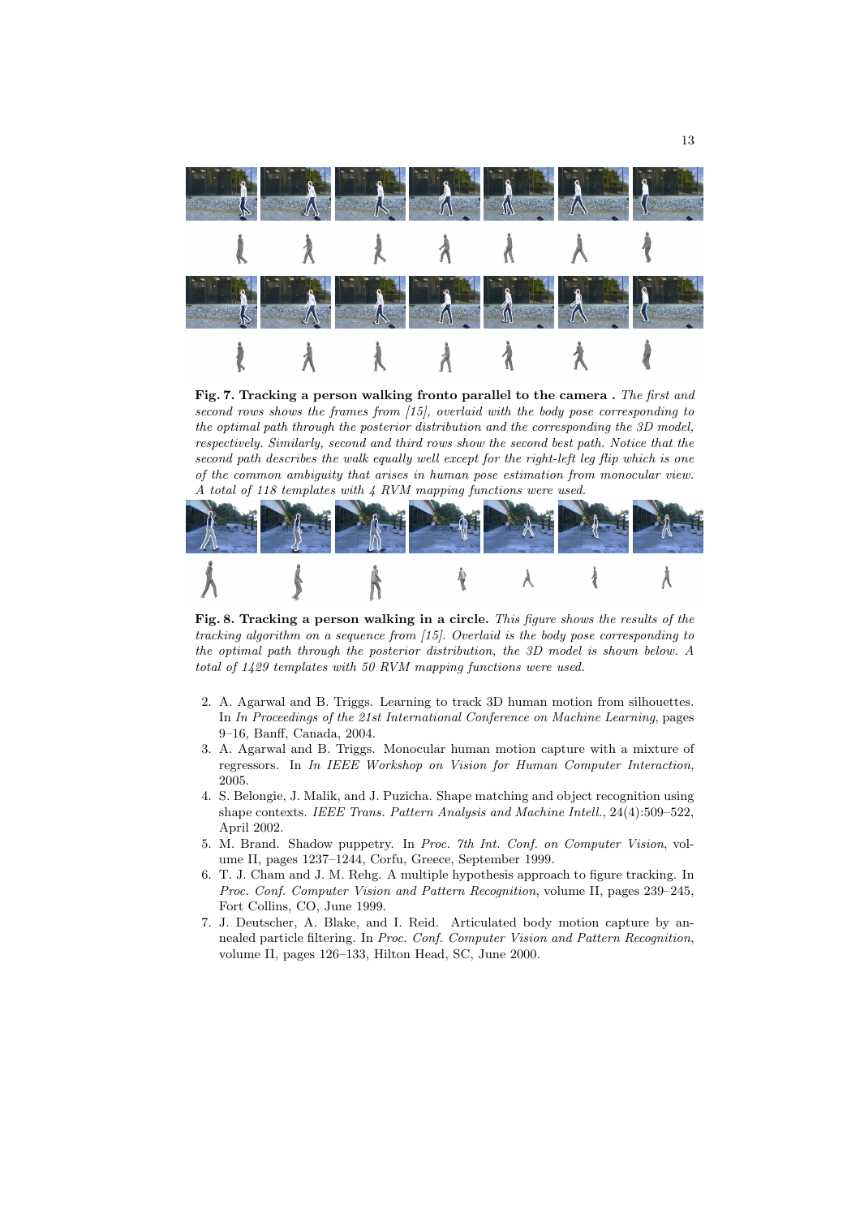**Fig. 7. Tracking a person walking fronto parallel to the camera .** *The first and second rows shows the frames from [15], overlaid with the body pose corresponding to the optimal path through the posterior distribution and the corresponding the 3D model, respectively. Similarly, second and third rows show the second best path. Notice that the second path describes the walk equally well except for the right-left leg flip which is one of the common ambiguity that arises in human pose estimation from monocular view. A total of 118 templates with 4 RVM mapping functions were used.*

**Fig. 8. Tracking a person walking in a circle.** *This figure shows the results of the tracking algorithm on a sequence from [15]. Overlaid is the body pose corresponding to the optimal path through the posterior distribution, the 3D model is shown below. A total of 1429 templates with 50 RVM mapping functions were used.*

2. A. Agarwal and B. Triggs. Learning to track 3D human motion from silhouettes. In *In Proceedings of the 21st International Conference on Machine Learning*, pages 9–16, Banff, Canada, 2004.
3. A. Agarwal and B. Triggs. Monocular human motion capture with a mixture of regressors. In *In IEEE Workshop on Vision for Human Computer Interaction*, 2005.
4. S. Belongie, J. Malik, and J. Puzicha. Shape matching and object recognition using shape contexts. *IEEE Trans. Pattern Analysis and Machine Intell.*, 24(4):509–522, April 2002.
5. M. Brand. Shadow puppetry. In *Proc. 7th Int. Conf. on Computer Vision*, volume II, pages 1237–1244, Corfu, Greece, September 1999.
6. T. J. Cham and J. M. Rehg. A multiple hypothesis approach to figure tracking. In *Proc. Conf. Computer Vision and Pattern Recognition*, volume II, pages 239–245, Fort Collins, CO, June 1999.
7. J. Deutscher, A. Blake, and I. Reid. Articulated body motion capture by annealed particle filtering. In *Proc. Conf. Computer Vision and Pattern Recognition*, volume II, pages 126–133, Hilton Head, SC, June 2000.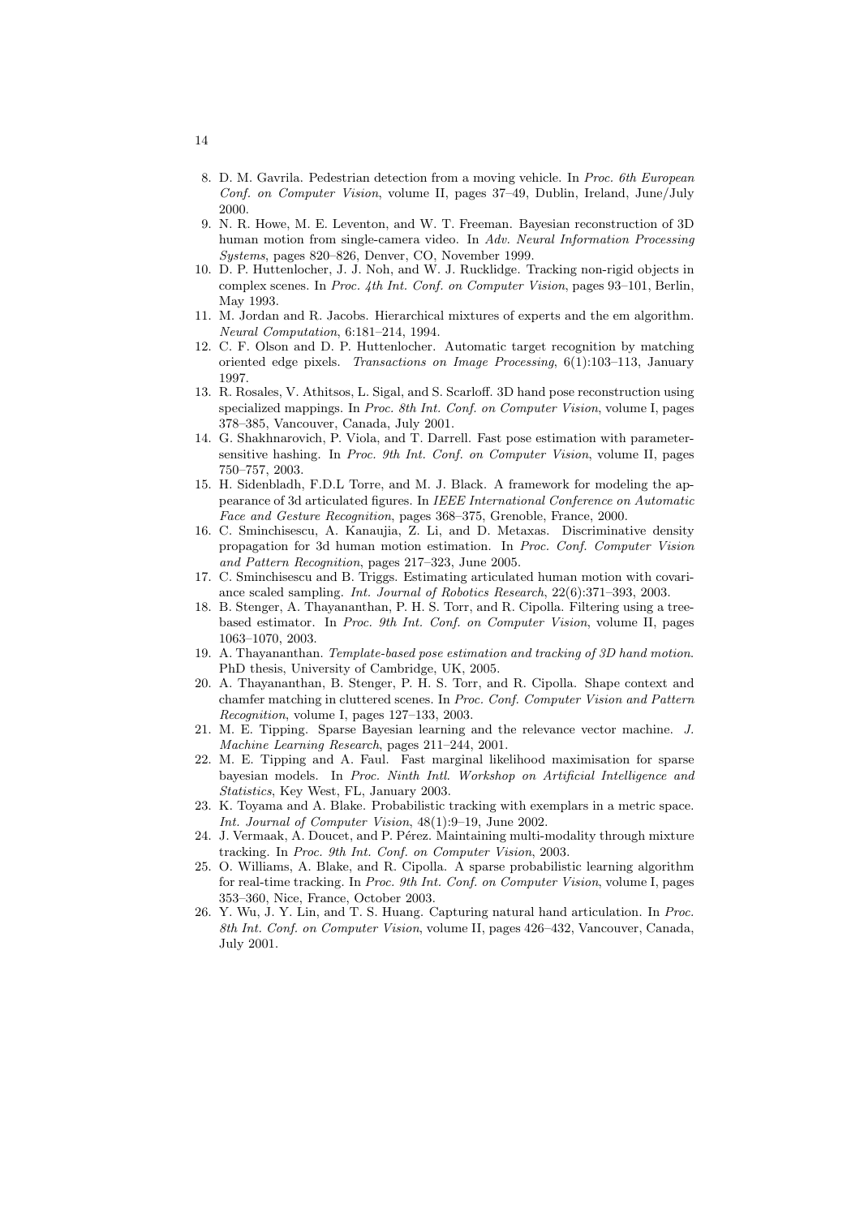8. D. M. Gavrila. Pedestrian detection from a moving vehicle. In *Proc. 6th European Conf. on Computer Vision*, volume II, pages 37–49, Dublin, Ireland, June/July 2000.
9. N. R. Howe, M. E. Leventon, and W. T. Freeman. Bayesian reconstruction of 3D human motion from single-camera video. In *Adv. Neural Information Processing Systems*, pages 820–826, Denver, CO, November 1999.
10. D. P. Huttenlocher, J. J. Noh, and W. J. Rucklidge. Tracking non-rigid objects in complex scenes. In *Proc. 4th Int. Conf. on Computer Vision*, pages 93–101, Berlin, May 1993.
11. M. Jordan and R. Jacobs. Hierarchical mixtures of experts and the em algorithm. *Neural Computation*, 6:181–214, 1994.
12. C. F. Olson and D. P. Huttenlocher. Automatic target recognition by matching oriented edge pixels. *Transactions on Image Processing*, 6(1):103–113, January 1997.
13. R. Rosales, V. Athitsos, L. Sigal, and S. Scarloff. 3D hand pose reconstruction using specialized mappings. In *Proc. 8th Int. Conf. on Computer Vision*, volume I, pages 378–385, Vancouver, Canada, July 2001.
14. G. Shakhnarovich, P. Viola, and T. Darrell. Fast pose estimation with parameter-sensitive hashing. In *Proc. 9th Int. Conf. on Computer Vision*, volume II, pages 750–757, 2003.
15. H. Sidenbladh, F.D.L Torre, and M. J. Black. A framework for modeling the appearance of 3d articulated figures. In *IEEE International Conference on Automatic Face and Gesture Recognition*, pages 368–375, Grenoble, France, 2000.
16. C. Sminchisescu, A. Kanaujia, Z. Li, and D. Metaxas. Discriminative density propagation for 3d human motion estimation. In *Proc. Conf. Computer Vision and Pattern Recognition*, pages 217–323, June 2005.
17. C. Sminchisescu and B. Triggs. Estimating articulated human motion with covariance scaled sampling. *Int. Journal of Robotics Research*, 22(6):371–393, 2003.
18. B. Stenger, A. Thayananthan, P. H. S. Torr, and R. Cipolla. Filtering using a tree-based estimator. In *Proc. 9th Int. Conf. on Computer Vision*, volume II, pages 1063–1070, 2003.
19. A. Thayananthan. *Template-based pose estimation and tracking of 3D hand motion*. PhD thesis, University of Cambridge, UK, 2005.
20. A. Thayananthan, B. Stenger, P. H. S. Torr, and R. Cipolla. Shape context and chamfer matching in cluttered scenes. In *Proc. Conf. Computer Vision and Pattern Recognition*, volume I, pages 127–133, 2003.
21. M. E. Tipping. Sparse Bayesian learning and the relevance vector machine. *J. Machine Learning Research*, pages 211–244, 2001.
22. M. E. Tipping and A. Faul. Fast marginal likelihood maximisation for sparse bayesian models. In *Proc. Ninth Intl. Workshop on Artificial Intelligence and Statistics*, Key West, FL, January 2003.
23. K. Toyama and A. Blake. Probabilistic tracking with exemplars in a metric space. *Int. Journal of Computer Vision*, 48(1):9–19, June 2002.
24. J. Vermaak, A. Doucet, and P. Pérez. Maintaining multi-modality through mixture tracking. In *Proc. 9th Int. Conf. on Computer Vision*, 2003.
25. O. Williams, A. Blake, and R. Cipolla. A sparse probabilistic learning algorithm for real-time tracking. In *Proc. 9th Int. Conf. on Computer Vision*, volume I, pages 353–360, Nice, France, October 2003.
26. Y. Wu, J. Y. Lin, and T. S. Huang. Capturing natural hand articulation. In *Proc. 8th Int. Conf. on Computer Vision*, volume II, pages 426–432, Vancouver, Canada, July 2001.